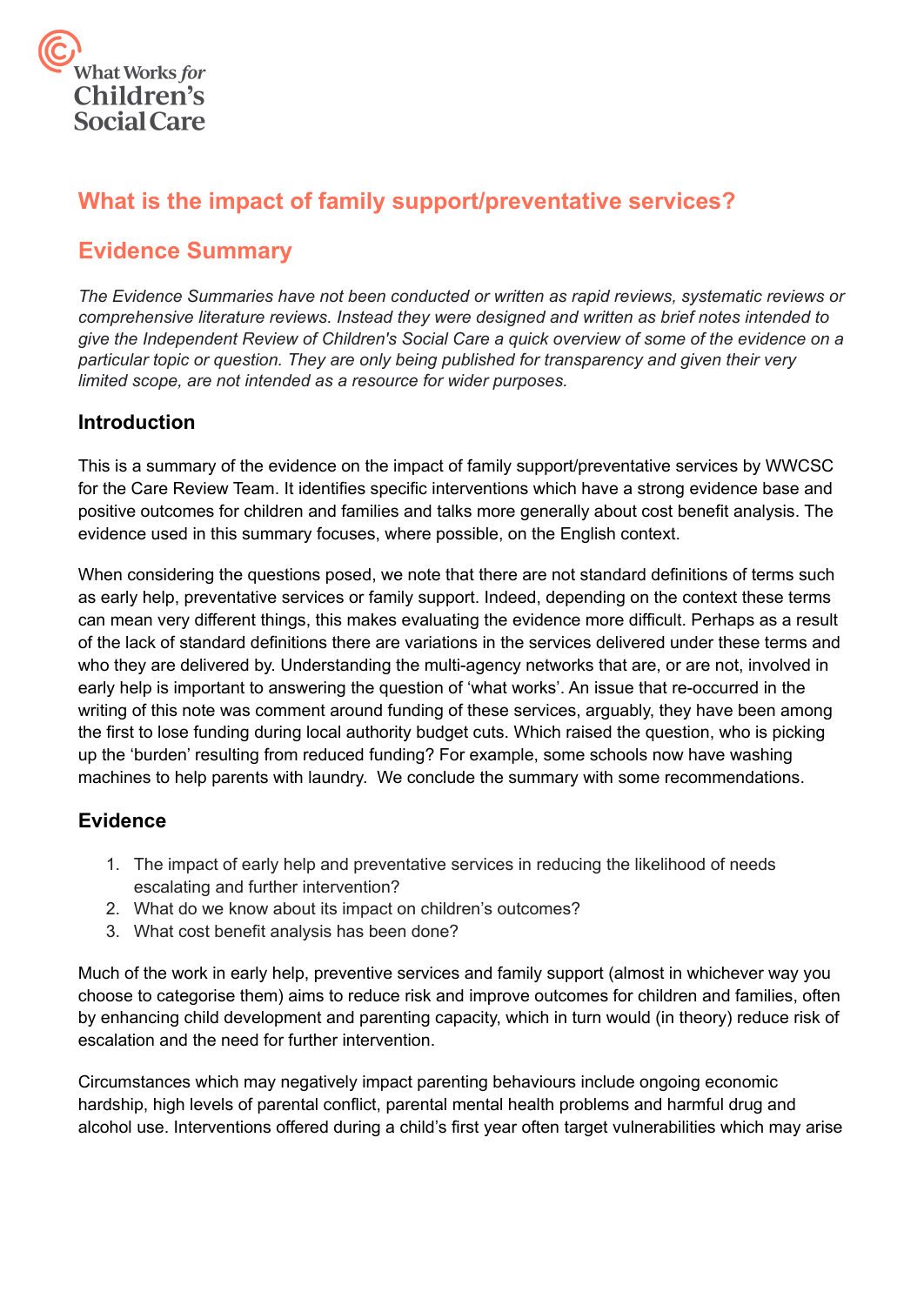What Works *for* Children's Social Care

# What is the impact of family support/preventative services?

## Evidence Summary

*The Evidence Summaries have not been conducted or written as rapid reviews, systematic reviews or comprehensive literature reviews. Instead they were designed and written as brief notes intended to give the Independent Review of Children's Social Care a quick overview of some of the evidence on a particular topic or question. They are only being published for transparency and given their very limited scope, are not intended as a resource for wider purposes.*

### Introduction

This is a summary of the evidence on the impact of family support/preventative services by WWCSC for the Care Review Team. It identifies specific interventions which have a strong evidence base and positive outcomes for children and families and talks more generally about cost benefit analysis. The evidence used in this summary focuses, where possible, on the English context.

When considering the questions posed, we note that there are not standard definitions of terms such as early help, preventative services or family support. Indeed, depending on the context these terms can mean very different things, this makes evaluating the evidence more difficult. Perhaps as a result of the lack of standard definitions there are variations in the services delivered under these terms and who they are delivered by. Understanding the multi-agency networks that are, or are not, involved in early help is important to answering the question of 'what works'. An issue that re-occurred in the writing of this note was comment around funding of these services, arguably, they have been among the first to lose funding during local authority budget cuts. Which raised the question, who is picking up the 'burden' resulting from reduced funding? For example, some schools now have washing machines to help parents with laundry. We conclude the summary with some recommendations.

### Evidence

1. The impact of early help and preventative services in reducing the likelihood of needs escalating and further intervention?
2. What do we know about its impact on children's outcomes?
3. What cost benefit analysis has been done?

Much of the work in early help, preventive services and family support (almost in whichever way you choose to categorise them) aims to reduce risk and improve outcomes for children and families, often by enhancing child development and parenting capacity, which in turn would (in theory) reduce risk of escalation and the need for further intervention.

Circumstances which may negatively impact parenting behaviours include ongoing economic hardship, high levels of parental conflict, parental mental health problems and harmful drug and alcohol use. Interventions offered during a child's first year often target vulnerabilities which may arise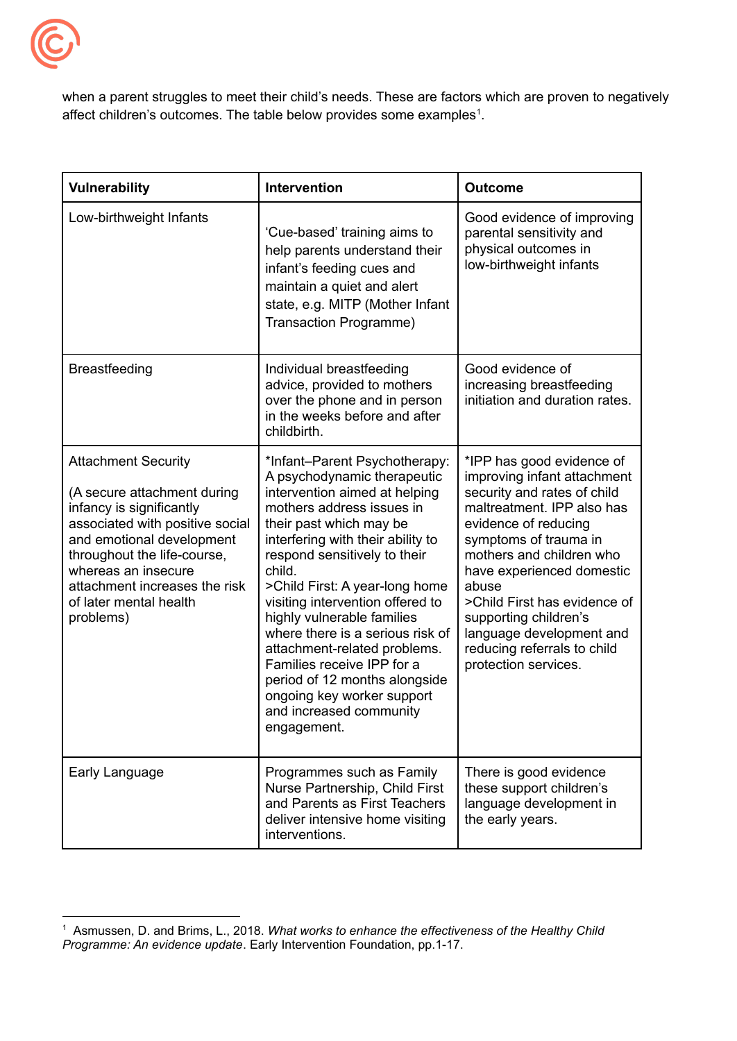when a parent struggles to meet their child's needs. These are factors which are proven to negatively affect children's outcomes. The table below provides some examples[1].

| Vulnerability | Intervention | Outcome |
| --- | --- | --- |
| Low-birthweight Infants | 'Cue-based' training aims to help parents understand their infant's feeding cues and maintain a quiet and alert state, e.g. MITP (Mother Infant Transaction Programme) | Good evidence of improving parental sensitivity and physical outcomes in low-birthweight infants |
| Breastfeeding | Individual breastfeeding advice, provided to mothers over the phone and in person in the weeks before and after childbirth. | Good evidence of increasing breastfeeding initiation and duration rates. |
| Attachment Security<br><br>(A secure attachment during infancy is significantly associated with positive social and emotional development throughout the life-course, whereas an insecure attachment increases the risk of later mental health problems) | *Infant–Parent Psychotherapy: A psychodynamic therapeutic intervention aimed at helping mothers address issues in their past which may be interfering with their ability to respond sensitively to their child.<br>>Child First: A year-long home visiting intervention offered to highly vulnerable families where there is a serious risk of attachment-related problems. Families receive IPP for a period of 12 months alongside ongoing key worker support and increased community engagement. | *IPP has good evidence of improving infant attachment security and rates of child maltreatment. IPP also has evidence of reducing symptoms of trauma in mothers and children who have experienced domestic abuse<br>>Child First has evidence of supporting children's language development and reducing referrals to child protection services. |
| Early Language | Programmes such as Family Nurse Partnership, Child First and Parents as First Teachers deliver intensive home visiting interventions. | There is good evidence these support children's language development in the early years. |

[1] Asmussen, D. and Brims, L., 2018. *What works to enhance the effectiveness of the Healthy Child Programme: An evidence update*. Early Intervention Foundation, pp.1-17.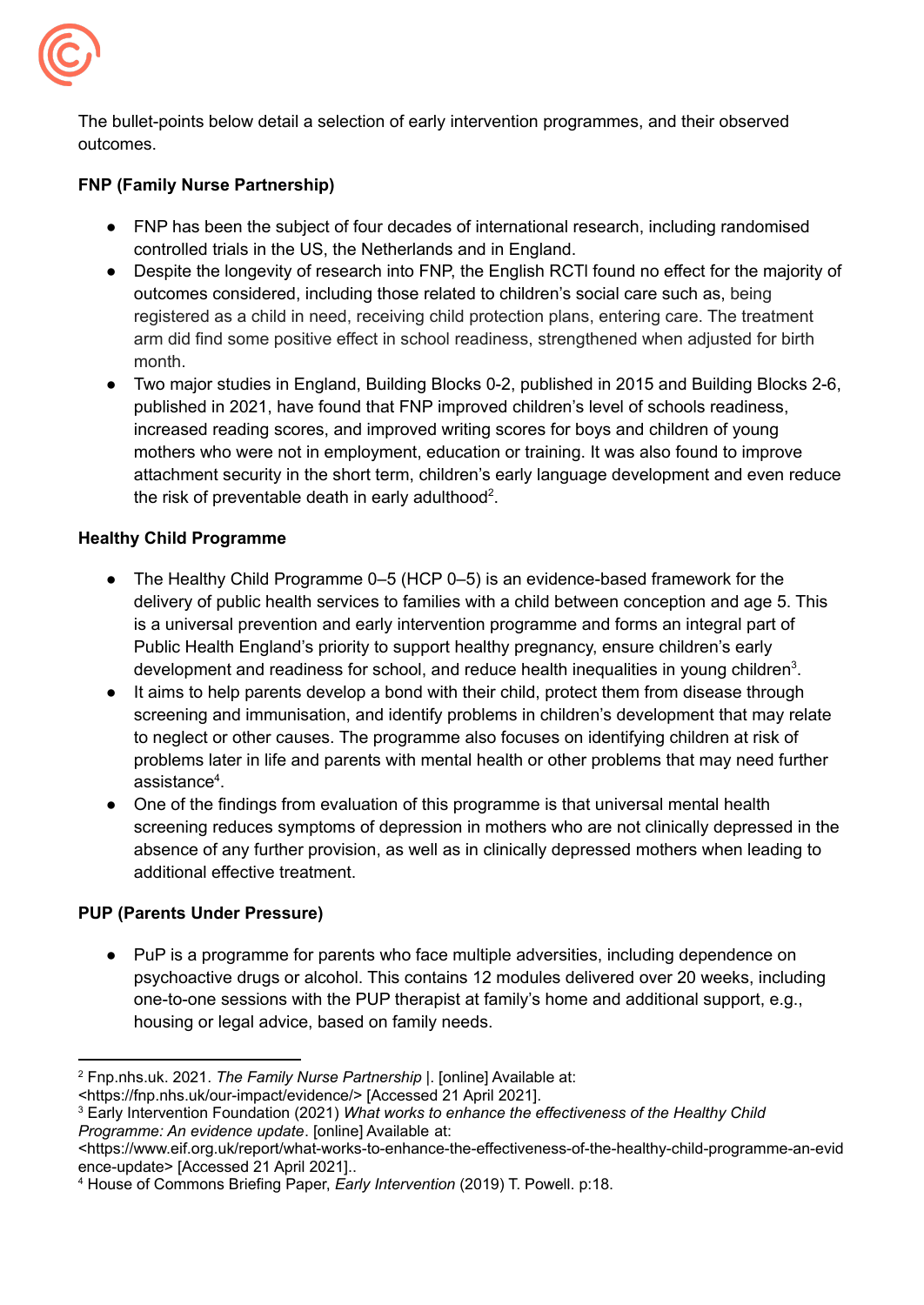The bullet-points below detail a selection of early intervention programmes, and their observed outcomes.

**FNP (Family Nurse Partnership)**

- FNP has been the subject of four decades of international research, including randomised controlled trials in the US, the Netherlands and in England.
- Despite the longevity of research into FNP, the English RCTl found no effect for the majority of outcomes considered, including those related to children's social care such as, being registered as a child in need, receiving child protection plans, entering care. The treatment arm did find some positive effect in school readiness, strengthened when adjusted for birth month.
- Two major studies in England, Building Blocks 0-2, published in 2015 and Building Blocks 2-6, published in 2021, have found that FNP improved children's level of schools readiness, increased reading scores, and improved writing scores for boys and children of young mothers who were not in employment, education or training. It was also found to improve attachment security in the short term, children's early language development and even reduce the risk of preventable death in early adulthood[2].

**Healthy Child Programme**

- The Healthy Child Programme 0–5 (HCP 0–5) is an evidence-based framework for the delivery of public health services to families with a child between conception and age 5. This is a universal prevention and early intervention programme and forms an integral part of Public Health England's priority to support healthy pregnancy, ensure children's early development and readiness for school, and reduce health inequalities in young children[3].
- It aims to help parents develop a bond with their child, protect them from disease through screening and immunisation, and identify problems in children's development that may relate to neglect or other causes. The programme also focuses on identifying children at risk of problems later in life and parents with mental health or other problems that may need further assistance[4].
- One of the findings from evaluation of this programme is that universal mental health screening reduces symptoms of depression in mothers who are not clinically depressed in the absence of any further provision, as well as in clinically depressed mothers when leading to additional effective treatment.

**PUP (Parents Under Pressure)**

- PuP is a programme for parents who face multiple adversities, including dependence on psychoactive drugs or alcohol. This contains 12 modules delivered over 20 weeks, including one-to-one sessions with the PUP therapist at family's home and additional support, e.g., housing or legal advice, based on family needs.

---

[2] Fnp.nhs.uk. 2021. *The Family Nurse Partnership* |. [online] Available at: <https://fnp.nhs.uk/our-impact/evidence/> [Accessed 21 April 2021].

[3] Early Intervention Foundation (2021) *What works to enhance the effectiveness of the Healthy Child Programme: An evidence update*. [online] Available at: <https://www.eif.org.uk/report/what-works-to-enhance-the-effectiveness-of-the-healthy-child-programme-an-evidence-update> [Accessed 21 April 2021]..

[4] House of Commons Briefing Paper, *Early Intervention* (2019) T. Powell. p:18.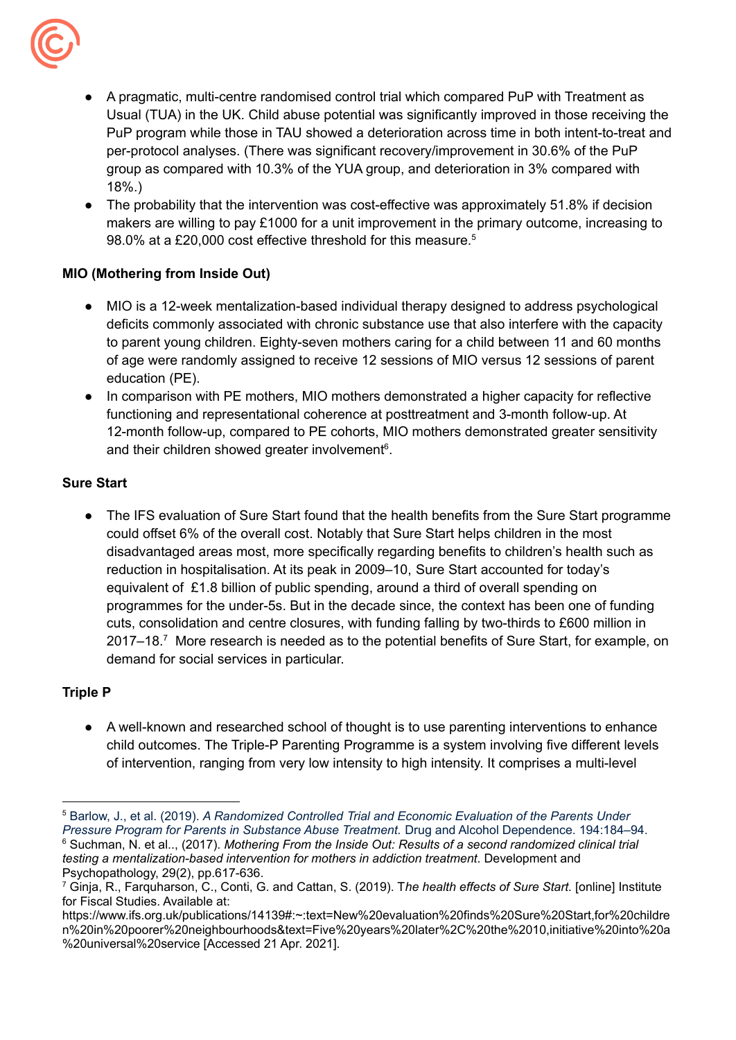- A pragmatic, multi-centre randomised control trial which compared PuP with Treatment as Usual (TUA) in the UK. Child abuse potential was significantly improved in those receiving the PuP program while those in TAU showed a deterioration across time in both intent-to-treat and per-protocol analyses. (There was significant recovery/improvement in 30.6% of the PuP group as compared with 10.3% of the YUA group, and deterioration in 3% compared with 18%.)
- The probability that the intervention was cost-effective was approximately 51.8% if decision makers are willing to pay £1000 for a unit improvement in the primary outcome, increasing to 98.0% at a £20,000 cost effective threshold for this measure.[5]

### MIO (Mothering from Inside Out)

- MIO is a 12-week mentalization-based individual therapy designed to address psychological deficits commonly associated with chronic substance use that also interfere with the capacity to parent young children. Eighty-seven mothers caring for a child between 11 and 60 months of age were randomly assigned to receive 12 sessions of MIO versus 12 sessions of parent education (PE).
- In comparison with PE mothers, MIO mothers demonstrated a higher capacity for reflective functioning and representational coherence at posttreatment and 3-month follow-up. At 12-month follow-up, compared to PE cohorts, MIO mothers demonstrated greater sensitivity and their children showed greater involvement[6].

### Sure Start

- The IFS evaluation of Sure Start found that the health benefits from the Sure Start programme could offset 6% of the overall cost. Notably that Sure Start helps children in the most disadvantaged areas most, more specifically regarding benefits to children's health such as reduction in hospitalisation. At its peak in 2009–10, Sure Start accounted for today's equivalent of £1.8 billion of public spending, around a third of overall spending on programmes for the under-5s. But in the decade since, the context has been one of funding cuts, consolidation and centre closures, with funding falling by two-thirds to £600 million in 2017–18.[7] More research is needed as to the potential benefits of Sure Start, for example, on demand for social services in particular.

### Triple P

- A well-known and researched school of thought is to use parenting interventions to enhance child outcomes. The Triple-P Parenting Programme is a system involving five different levels of intervention, ranging from very low intensity to high intensity. It comprises a multi-level

---

[5] Barlow, J., et al. (2019). *A Randomized Controlled Trial and Economic Evaluation of the Parents Under Pressure Program for Parents in Substance Abuse Treatment.* Drug and Alcohol Dependence. 194:184–94.

[6] Suchman, N. et al.., (2017). *Mothering From the Inside Out: Results of a second randomized clinical trial testing a mentalization-based intervention for mothers in addiction treatment.* Development and Psychopathology, 29(2), pp.617-636.

[7] Ginja, R., Farquharson, C., Conti, G. and Cattan, S. (2019). T*he health effects of Sure Start.* [online] Institute for Fiscal Studies. Available at: https://www.ifs.org.uk/publications/14139#:~:text=New%20evaluation%20finds%20Sure%20Start,for%20children%20in%20poorer%20neighbourhoods&text=Five%20years%20later%2C%20the%2010,initiative%20into%20a%20universal%20service [Accessed 21 Apr. 2021].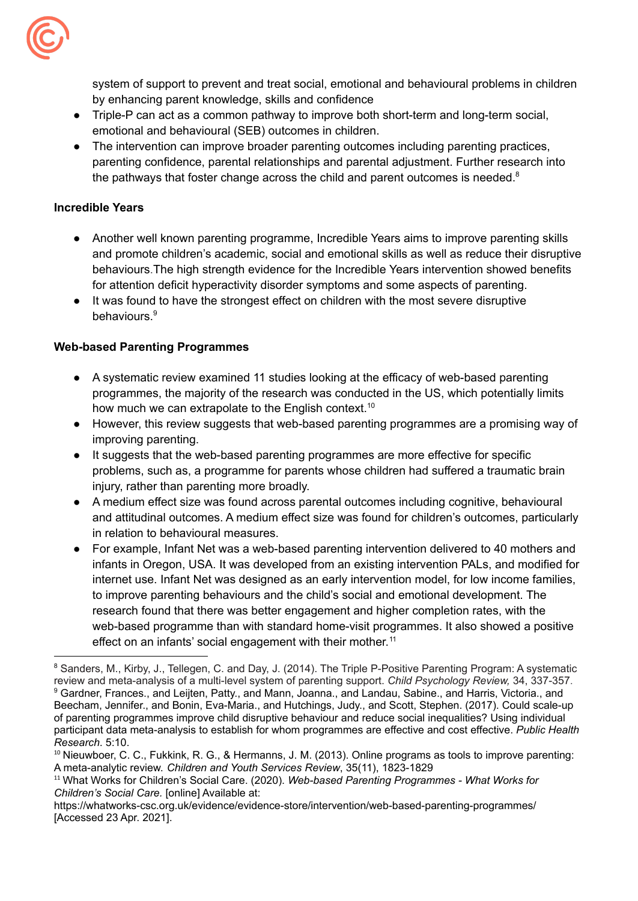system of support to prevent and treat social, emotional and behavioural problems in children by enhancing parent knowledge, skills and confidence

- Triple-P can act as a common pathway to improve both short-term and long-term social, emotional and behavioural (SEB) outcomes in children.
- The intervention can improve broader parenting outcomes including parenting practices, parenting confidence, parental relationships and parental adjustment. Further research into the pathways that foster change across the child and parent outcomes is needed.[8]

**Incredible Years**

- Another well known parenting programme, Incredible Years aims to improve parenting skills and promote children's academic, social and emotional skills as well as reduce their disruptive behaviours.The high strength evidence for the Incredible Years intervention showed benefits for attention deficit hyperactivity disorder symptoms and some aspects of parenting.
- It was found to have the strongest effect on children with the most severe disruptive behaviours.[9]

**Web-based Parenting Programmes**

- A systematic review examined 11 studies looking at the efficacy of web-based parenting programmes, the majority of the research was conducted in the US, which potentially limits how much we can extrapolate to the English context.[10]
- However, this review suggests that web-based parenting programmes are a promising way of improving parenting.
- It suggests that the web-based parenting programmes are more effective for specific problems, such as, a programme for parents whose children had suffered a traumatic brain injury, rather than parenting more broadly.
- A medium effect size was found across parental outcomes including cognitive, behavioural and attitudinal outcomes. A medium effect size was found for children's outcomes, particularly in relation to behavioural measures.
- For example, Infant Net was a web-based parenting intervention delivered to 40 mothers and infants in Oregon, USA. It was developed from an existing intervention PALs, and modified for internet use. Infant Net was designed as an early intervention model, for low income families, to improve parenting behaviours and the child's social and emotional development. The research found that there was better engagement and higher completion rates, with the web-based programme than with standard home-visit programmes. It also showed a positive effect on an infants' social engagement with their mother.[11]

---

[8] Sanders, M., Kirby, J., Tellegen, C. and Day, J. (2014). The Triple P-Positive Parenting Program: A systematic review and meta-analysis of a multi-level system of parenting support. *Child Psychology Review,* 34, 337-357.

[9] Gardner, Frances., and Leijten, Patty., and Mann, Joanna., and Landau, Sabine., and Harris, Victoria., and Beecham, Jennifer., and Bonin, Eva-Maria., and Hutchings, Judy., and Scott, Stephen. (2017). Could scale-up of parenting programmes improve child disruptive behaviour and reduce social inequalities? Using individual participant data meta-analysis to establish for whom programmes are effective and cost effective. *Public Health Research*. 5:10.

[10] Nieuwboer, C. C., Fukkink, R. G., & Hermanns, J. M. (2013). Online programs as tools to improve parenting: A meta-analytic review. *Children and Youth Services Review*, 35(11), 1823-1829

[11] What Works for Children's Social Care. (2020). *Web-based Parenting Programmes - What Works for Children's Social Care.* [online] Available at: https://whatworks-csc.org.uk/evidence/evidence-store/intervention/web-based-parenting-programmes/ [Accessed 23 Apr. 2021].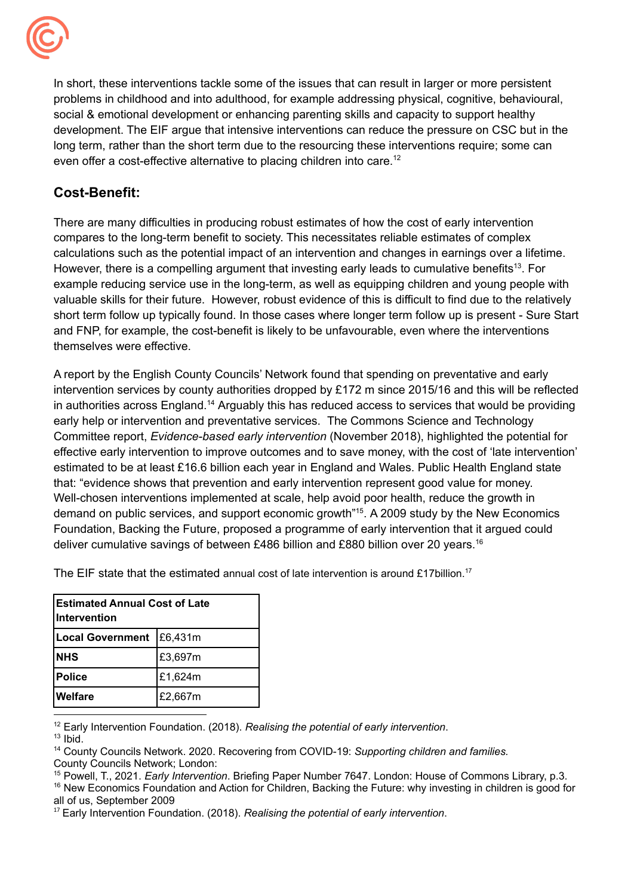In short, these interventions tackle some of the issues that can result in larger or more persistent problems in childhood and into adulthood, for example addressing physical, cognitive, behavioural, social & emotional development or enhancing parenting skills and capacity to support healthy development. The EIF argue that intensive interventions can reduce the pressure on CSC but in the long term, rather than the short term due to the resourcing these interventions require; some can even offer a cost-effective alternative to placing children into care.[12]

## Cost-Benefit:

There are many difficulties in producing robust estimates of how the cost of early intervention compares to the long-term benefit to society. This necessitates reliable estimates of complex calculations such as the potential impact of an intervention and changes in earnings over a lifetime. However, there is a compelling argument that investing early leads to cumulative benefits[13]. For example reducing service use in the long-term, as well as equipping children and young people with valuable skills for their future. However, robust evidence of this is difficult to find due to the relatively short term follow up typically found. In those cases where longer term follow up is present - Sure Start and FNP, for example, the cost-benefit is likely to be unfavourable, even where the interventions themselves were effective.

A report by the English County Councils' Network found that spending on preventative and early intervention services by county authorities dropped by £172 m since 2015/16 and this will be reflected in authorities across England.[14] Arguably this has reduced access to services that would be providing early help or intervention and preventative services. The Commons Science and Technology Committee report, *Evidence-based early intervention* (November 2018), highlighted the potential for effective early intervention to improve outcomes and to save money, with the cost of 'late intervention' estimated to be at least £16.6 billion each year in England and Wales. Public Health England state that: "evidence shows that prevention and early intervention represent good value for money. Well-chosen interventions implemented at scale, help avoid poor health, reduce the growth in demand on public services, and support economic growth"[15]. A 2009 study by the New Economics Foundation, Backing the Future, proposed a programme of early intervention that it argued could deliver cumulative savings of between £486 billion and £880 billion over 20 years.[16]

The EIF state that the estimated annual cost of late intervention is around £17billion.[17]

| **Estimated Annual Cost of Late Intervention** | |
|---|---|
| **Local Government** | £6,431m |
| **NHS** | £3,697m |
| **Police** | £1,624m |
| **Welfare** | £2,667m |

[12] Early Intervention Foundation. (2018). *Realising the potential of early intervention*.
[13] Ibid.
[14] County Councils Network. 2020. Recovering from COVID-19: *Supporting children and families.* County Councils Network; London:
[15] Powell, T., 2021. *Early Intervention*. Briefing Paper Number 7647. London: House of Commons Library, p.3.
[16] New Economics Foundation and Action for Children, Backing the Future: why investing in children is good for all of us, September 2009
[17] Early Intervention Foundation. (2018). *Realising the potential of early intervention*.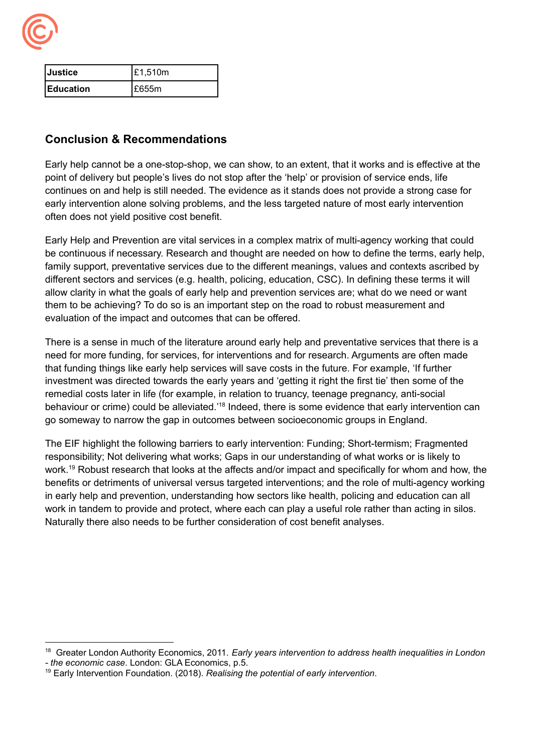| Justice | £1,510m |
| --- | --- |
| Education | £655m |

## Conclusion & Recommendations

Early help cannot be a one-stop-shop, we can show, to an extent, that it works and is effective at the point of delivery but people's lives do not stop after the 'help' or provision of service ends, life continues on and help is still needed. The evidence as it stands does not provide a strong case for early intervention alone solving problems, and the less targeted nature of most early intervention often does not yield positive cost benefit.

Early Help and Prevention are vital services in a complex matrix of multi-agency working that could be continuous if necessary. Research and thought are needed on how to define the terms, early help, family support, preventative services due to the different meanings, values and contexts ascribed by different sectors and services (e.g. health, policing, education, CSC). In defining these terms it will allow clarity in what the goals of early help and prevention services are; what do we need or want them to be achieving? To do so is an important step on the road to robust measurement and evaluation of the impact and outcomes that can be offered.

There is a sense in much of the literature around early help and preventative services that there is a need for more funding, for services, for interventions and for research. Arguments are often made that funding things like early help services will save costs in the future. For example, 'If further investment was directed towards the early years and 'getting it right the first tie' then some of the remedial costs later in life (for example, in relation to truancy, teenage pregnancy, anti-social behaviour or crime) could be alleviated.'[18] Indeed, there is some evidence that early intervention can go someway to narrow the gap in outcomes between socioeconomic groups in England.

The EIF highlight the following barriers to early intervention: Funding; Short-termism; Fragmented responsibility; Not delivering what works; Gaps in our understanding of what works or is likely to work.[19] Robust research that looks at the affects and/or impact and specifically for whom and how, the benefits or detriments of universal versus targeted interventions; and the role of multi-agency working in early help and prevention, understanding how sectors like health, policing and education can all work in tandem to provide and protect, where each can play a useful role rather than acting in silos. Naturally there also needs to be further consideration of cost benefit analyses.

---

[18] Greater London Authority Economics, 2011. *Early years intervention to address health inequalities in London - the economic case*. London: GLA Economics, p.5.

[19] Early Intervention Foundation. (2018). *Realising the potential of early intervention*.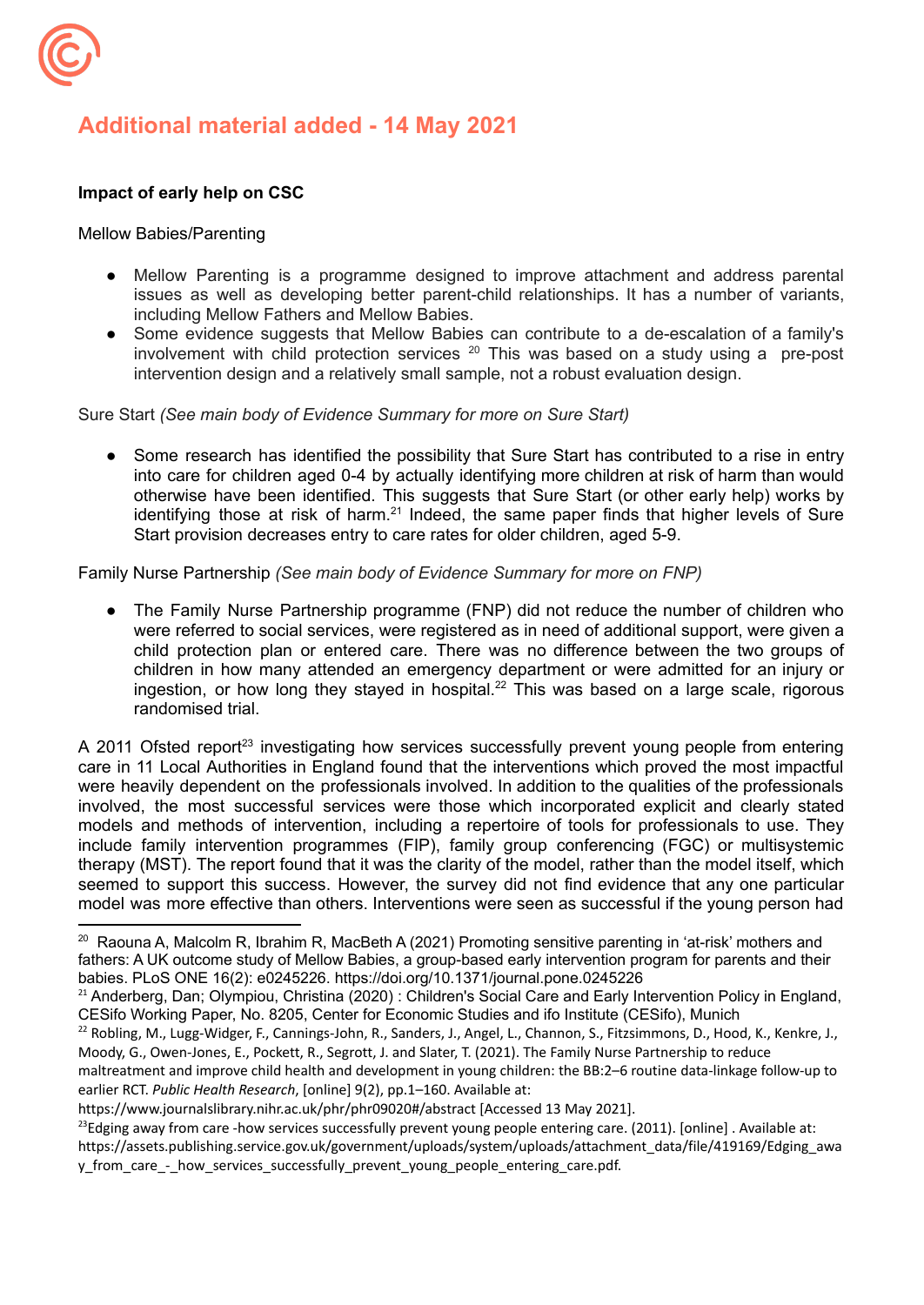## Additional material added - 14 May 2021

**Impact of early help on CSC**

Mellow Babies/Parenting

- Mellow Parenting is a programme designed to improve attachment and address parental issues as well as developing better parent-child relationships. It has a number of variants, including Mellow Fathers and Mellow Babies.
- Some evidence suggests that Mellow Babies can contribute to a de-escalation of a family's involvement with child protection services [20] This was based on a study using a pre-post intervention design and a relatively small sample, not a robust evaluation design.

Sure Start *(See main body of Evidence Summary for more on Sure Start)*

- Some research has identified the possibility that Sure Start has contributed to a rise in entry into care for children aged 0-4 by actually identifying more children at risk of harm than would otherwise have been identified. This suggests that Sure Start (or other early help) works by identifying those at risk of harm.[21] Indeed, the same paper finds that higher levels of Sure Start provision decreases entry to care rates for older children, aged 5-9.

Family Nurse Partnership *(See main body of Evidence Summary for more on FNP)*

- The Family Nurse Partnership programme (FNP) did not reduce the number of children who were referred to social services, were registered as in need of additional support, were given a child protection plan or entered care. There was no difference between the two groups of children in how many attended an emergency department or were admitted for an injury or ingestion, or how long they stayed in hospital.[22] This was based on a large scale, rigorous randomised trial.

A 2011 Ofsted report[23] investigating how services successfully prevent young people from entering care in 11 Local Authorities in England found that the interventions which proved the most impactful were heavily dependent on the professionals involved. In addition to the qualities of the professionals involved, the most successful services were those which incorporated explicit and clearly stated models and methods of intervention, including a repertoire of tools for professionals to use. They include family intervention programmes (FIP), family group conferencing (FGC) or multisystemic therapy (MST). The report found that it was the clarity of the model, rather than the model itself, which seemed to support this success. However, the survey did not find evidence that any one particular model was more effective than others. Interventions were seen as successful if the young person had

---

[20] Raouna A, Malcolm R, Ibrahim R, MacBeth A (2021) Promoting sensitive parenting in 'at-risk' mothers and fathers: A UK outcome study of Mellow Babies, a group-based early intervention program for parents and their babies. PLoS ONE 16(2): e0245226. https://doi.org/10.1371/journal.pone.0245226

[21] Anderberg, Dan; Olympiou, Christina (2020) : Children's Social Care and Early Intervention Policy in England, CESifo Working Paper, No. 8205, Center for Economic Studies and ifo Institute (CESifo), Munich

[22] Robling, M., Lugg-Widger, F., Cannings-John, R., Sanders, J., Angel, L., Channon, S., Fitzsimmons, D., Hood, K., Kenkre, J., Moody, G., Owen-Jones, E., Pockett, R., Segrott, J. and Slater, T. (2021). The Family Nurse Partnership to reduce maltreatment and improve child health and development in young children: the BB:2–6 routine data-linkage follow-up to earlier RCT. *Public Health Research*, [online] 9(2), pp.1–160. Available at: https://www.journalslibrary.nihr.ac.uk/phr/phr09020#/abstract [Accessed 13 May 2021].

[23] Edging away from care -how services successfully prevent young people entering care. (2011). [online] . Available at: https://assets.publishing.service.gov.uk/government/uploads/system/uploads/attachment_data/file/419169/Edging_away_from_care_-_how_services_successfully_prevent_young_people_entering_care.pdf.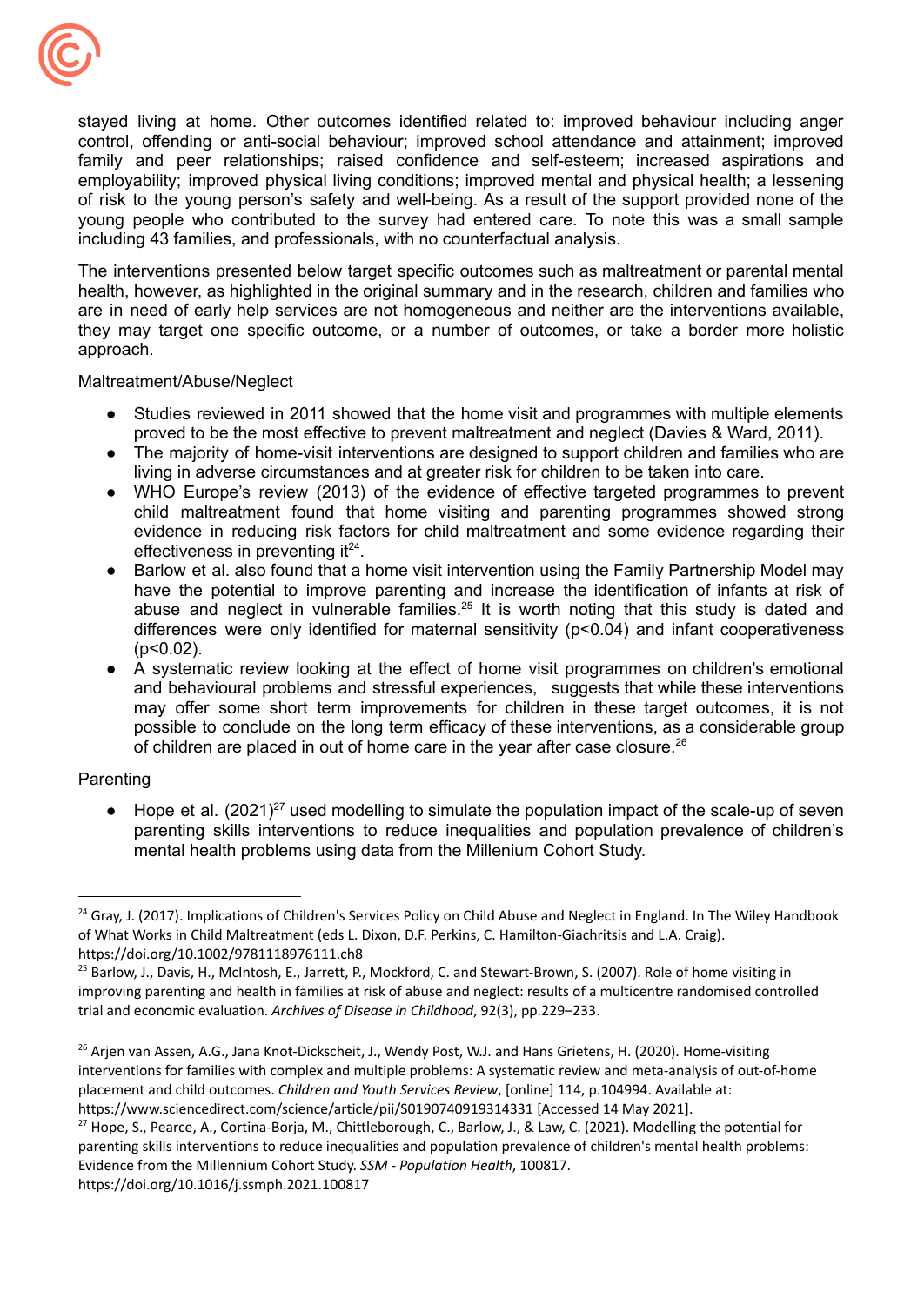stayed living at home. Other outcomes identified related to: improved behaviour including anger control, offending or anti-social behaviour; improved school attendance and attainment; improved family and peer relationships; raised confidence and self-esteem; increased aspirations and employability; improved physical living conditions; improved mental and physical health; a lessening of risk to the young person's safety and well-being. As a result of the support provided none of the young people who contributed to the survey had entered care. To note this was a small sample including 43 families, and professionals, with no counterfactual analysis.

The interventions presented below target specific outcomes such as maltreatment or parental mental health, however, as highlighted in the original summary and in the research, children and families who are in need of early help services are not homogeneous and neither are the interventions available, they may target one specific outcome, or a number of outcomes, or take a border more holistic approach.

Maltreatment/Abuse/Neglect

- Studies reviewed in 2011 showed that the home visit and programmes with multiple elements proved to be the most effective to prevent maltreatment and neglect (Davies & Ward, 2011).
- The majority of home-visit interventions are designed to support children and families who are living in adverse circumstances and at greater risk for children to be taken into care.
- WHO Europe's review (2013) of the evidence of effective targeted programmes to prevent child maltreatment found that home visiting and parenting programmes showed strong evidence in reducing risk factors for child maltreatment and some evidence regarding their effectiveness in preventing it[24].
- Barlow et al. also found that a home visit intervention using the Family Partnership Model may have the potential to improve parenting and increase the identification of infants at risk of abuse and neglect in vulnerable families.[25] It is worth noting that this study is dated and differences were only identified for maternal sensitivity ($p<0.04$) and infant cooperativeness ($p<0.02$).
- A systematic review looking at the effect of home visit programmes on children's emotional and behavioural problems and stressful experiences, suggests that while these interventions may offer some short term improvements for children in these target outcomes, it is not possible to conclude on the long term efficacy of these interventions, as a considerable group of children are placed in out of home care in the year after case closure.[26]

Parenting

- Hope et al. (2021)[27] used modelling to simulate the population impact of the scale-up of seven parenting skills interventions to reduce inequalities and population prevalence of children's mental health problems using data from the Millenium Cohort Study.

---

[24] Gray, J. (2017). Implications of Children's Services Policy on Child Abuse and Neglect in England. In The Wiley Handbook of What Works in Child Maltreatment (eds L. Dixon, D.F. Perkins, C. Hamilton-Giachritsis and L.A. Craig). https://doi.org/10.1002/9781118976111.ch8

[25] Barlow, J., Davis, H., McIntosh, E., Jarrett, P., Mockford, C. and Stewart-Brown, S. (2007). Role of home visiting in improving parenting and health in families at risk of abuse and neglect: results of a multicentre randomised controlled trial and economic evaluation. *Archives of Disease in Childhood*, 92(3), pp.229–233.

[26] Arjen van Assen, A.G., Jana Knot-Dickscheit, J., Wendy Post, W.J. and Hans Grietens, H. (2020). Home-visiting interventions for families with complex and multiple problems: A systematic review and meta-analysis of out-of-home placement and child outcomes. *Children and Youth Services Review*, [online] 114, p.104994. Available at: https://www.sciencedirect.com/science/article/pii/S0190740919314331 [Accessed 14 May 2021].

[27] Hope, S., Pearce, A., Cortina-Borja, M., Chittleborough, C., Barlow, J., & Law, C. (2021). Modelling the potential for parenting skills interventions to reduce inequalities and population prevalence of children's mental health problems: Evidence from the Millennium Cohort Study. *SSM - Population Health*, 100817. https://doi.org/10.1016/j.ssmph.2021.100817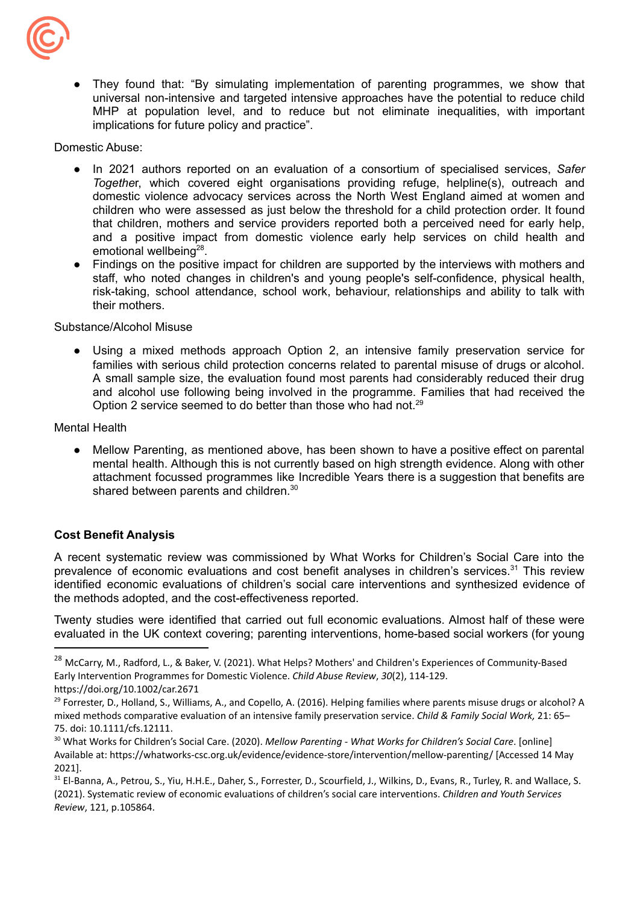- They found that: "By simulating implementation of parenting programmes, we show that universal non-intensive and targeted intensive approaches have the potential to reduce child MHP at population level, and to reduce but not eliminate inequalities, with important implications for future policy and practice".

Domestic Abuse:

- In 2021 authors reported on an evaluation of a consortium of specialised services, *Safer Together*, which covered eight organisations providing refuge, helpline(s), outreach and domestic violence advocacy services across the North West England aimed at women and children who were assessed as just below the threshold for a child protection order. It found that children, mothers and service providers reported both a perceived need for early help, and a positive impact from domestic violence early help services on child health and emotional wellbeing[28].
- Findings on the positive impact for children are supported by the interviews with mothers and staff, who noted changes in children's and young people's self-confidence, physical health, risk-taking, school attendance, school work, behaviour, relationships and ability to talk with their mothers.

Substance/Alcohol Misuse

- Using a mixed methods approach Option 2, an intensive family preservation service for families with serious child protection concerns related to parental misuse of drugs or alcohol. A small sample size, the evaluation found most parents had considerably reduced their drug and alcohol use following being involved in the programme. Families that had received the Option 2 service seemed to do better than those who had not.[29]

Mental Health

- Mellow Parenting, as mentioned above, has been shown to have a positive effect on parental mental health. Although this is not currently based on high strength evidence. Along with other attachment focussed programmes like Incredible Years there is a suggestion that benefits are shared between parents and children.[30]

**Cost Benefit Analysis**

A recent systematic review was commissioned by What Works for Children's Social Care into the prevalence of economic evaluations and cost benefit analyses in children's services.[31] This review identified economic evaluations of children's social care interventions and synthesized evidence of the methods adopted, and the cost-effectiveness reported.

Twenty studies were identified that carried out full economic evaluations. Almost half of these were evaluated in the UK context covering; parenting interventions, home-based social workers (for young

---

[28] McCarry, M., Radford, L., & Baker, V. (2021). What Helps? Mothers' and Children's Experiences of Community-Based Early Intervention Programmes for Domestic Violence. *Child Abuse Review*, *30*(2), 114-129. https://doi.org/10.1002/car.2671

[29] Forrester, D., Holland, S., Williams, A., and Copello, A. (2016). Helping families where parents misuse drugs or alcohol? A mixed methods comparative evaluation of an intensive family preservation service. *Child & Family Social Work,* 21: 65–75. doi: 10.1111/cfs.12111.

[30] What Works for Children's Social Care. (2020). *Mellow Parenting - What Works for Children's Social Care*. [online] Available at: https://whatworks-csc.org.uk/evidence/evidence-store/intervention/mellow-parenting/ [Accessed 14 May 2021].

[31] El-Banna, A., Petrou, S., Yiu, H.H.E., Daher, S., Forrester, D., Scourfield, J., Wilkins, D., Evans, R., Turley, R. and Wallace, S. (2021). Systematic review of economic evaluations of children's social care interventions. *Children and Youth Services Review*, 121, p.105864.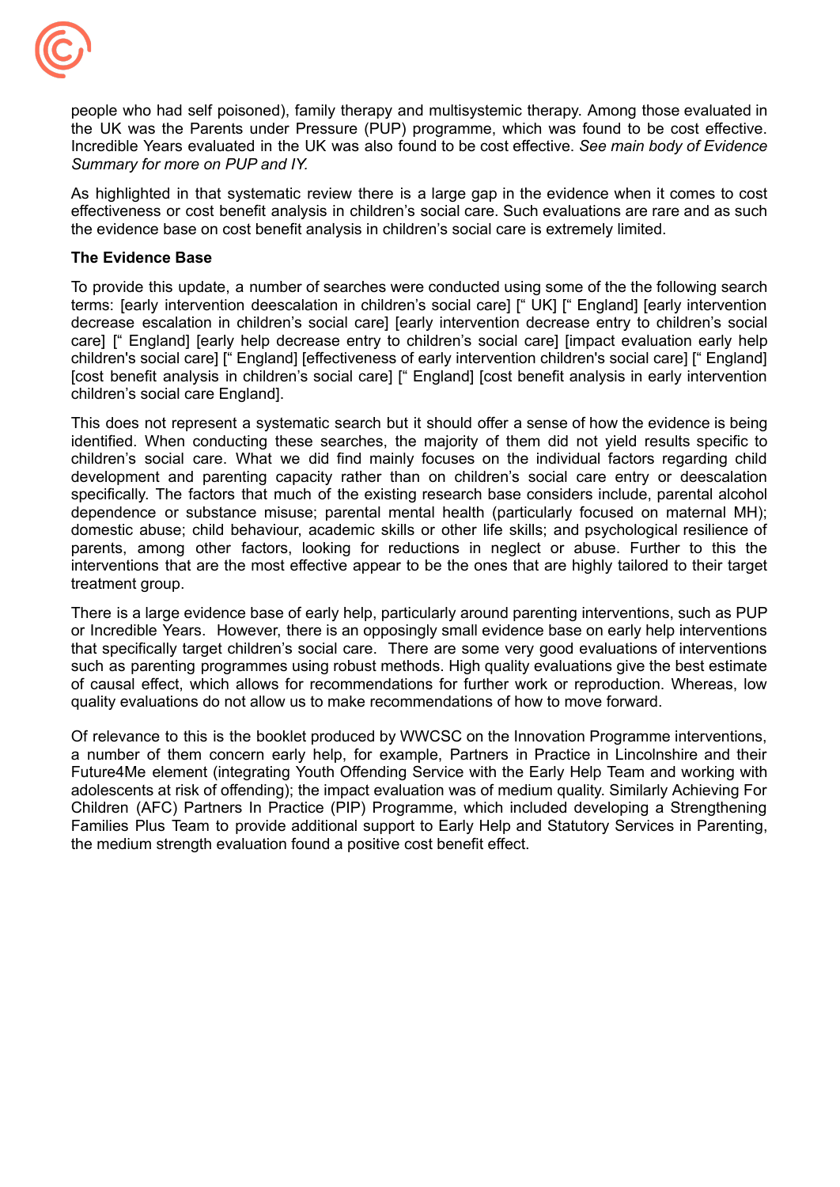people who had self poisoned), family therapy and multisystemic therapy. Among those evaluated in the UK was the Parents under Pressure (PUP) programme, which was found to be cost effective. Incredible Years evaluated in the UK was also found to be cost effective. *See main body of Evidence Summary for more on PUP and IY.*

As highlighted in that systematic review there is a large gap in the evidence when it comes to cost effectiveness or cost benefit analysis in children's social care. Such evaluations are rare and as such the evidence base on cost benefit analysis in children's social care is extremely limited.

**The Evidence Base**

To provide this update, a number of searches were conducted using some of the the following search terms: [early intervention deescalation in children's social care] [" UK] [" England] [early intervention decrease escalation in children's social care] [early intervention decrease entry to children's social care] [" England] [early help decrease entry to children's social care] [impact evaluation early help children's social care] [" England] [effectiveness of early intervention children's social care] [" England] [cost benefit analysis in children's social care] [" England] [cost benefit analysis in early intervention children's social care England].

This does not represent a systematic search but it should offer a sense of how the evidence is being identified. When conducting these searches, the majority of them did not yield results specific to children's social care. What we did find mainly focuses on the individual factors regarding child development and parenting capacity rather than on children's social care entry or deescalation specifically. The factors that much of the existing research base considers include, parental alcohol dependence or substance misuse; parental mental health (particularly focused on maternal MH); domestic abuse; child behaviour, academic skills or other life skills; and psychological resilience of parents, among other factors, looking for reductions in neglect or abuse. Further to this the interventions that are the most effective appear to be the ones that are highly tailored to their target treatment group.

There is a large evidence base of early help, particularly around parenting interventions, such as PUP or Incredible Years. However, there is an opposingly small evidence base on early help interventions that specifically target children's social care. There are some very good evaluations of interventions such as parenting programmes using robust methods. High quality evaluations give the best estimate of causal effect, which allows for recommendations for further work or reproduction. Whereas, low quality evaluations do not allow us to make recommendations of how to move forward.

Of relevance to this is the booklet produced by WWCSC on the Innovation Programme interventions, a number of them concern early help, for example, Partners in Practice in Lincolnshire and their Future4Me element (integrating Youth Offending Service with the Early Help Team and working with adolescents at risk of offending); the impact evaluation was of medium quality. Similarly Achieving For Children (AFC) Partners In Practice (PIP) Programme, which included developing a Strengthening Families Plus Team to provide additional support to Early Help and Statutory Services in Parenting, the medium strength evaluation found a positive cost benefit effect.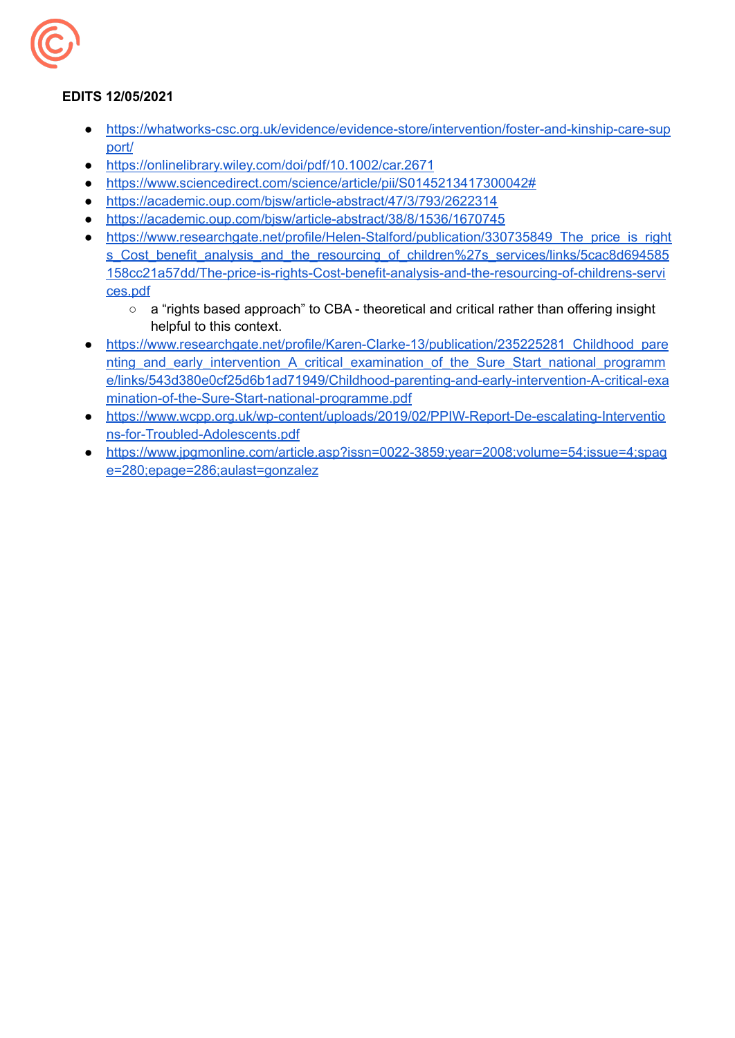**EDITS 12/05/2021**

- https://whatworks-csc.org.uk/evidence/evidence-store/intervention/foster-and-kinship-care-support/
- https://onlinelibrary.wiley.com/doi/pdf/10.1002/car.2671
- https://www.sciencedirect.com/science/article/pii/S0145213417300042#
- https://academic.oup.com/bjsw/article-abstract/47/3/793/2622314
- https://academic.oup.com/bjsw/article-abstract/38/8/1536/1670745
- https://www.researchgate.net/profile/Helen-Stalford/publication/330735849_The_price_is_rights_Cost_benefit_analysis_and_the_resourcing_of_children%27s_services/links/5cac8d694585158cc21a57dd/The-price-is-rights-Cost-benefit-analysis-and-the-resourcing-of-childrens-services.pdf
    - a "rights based approach" to CBA - theoretical and critical rather than offering insight helpful to this context.
- https://www.researchgate.net/profile/Karen-Clarke-13/publication/235225281_Childhood_parenting_and_early_intervention_A_critical_examination_of_the_Sure_Start_national_programme/links/543d380e0cf25d6b1ad71949/Childhood-parenting-and-early-intervention-A-critical-examination-of-the-Sure-Start-national-programme.pdf
- https://www.wcpp.org.uk/wp-content/uploads/2019/02/PPIW-Report-De-escalating-Interventions-for-Troubled-Adolescents.pdf
- https://www.jpgmonline.com/article.asp?issn=0022-3859;year=2008;volume=54;issue=4;spage=280;epage=286;aulast=gonzalez